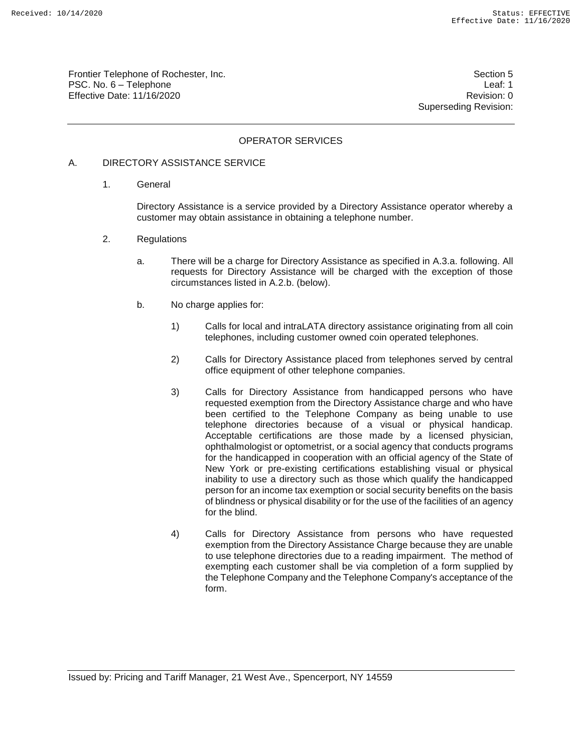Frontier Telephone of Rochester, Inc.
PSC. No. 6 – Telephone
Effective Date: 11/16/2020

Section 5
Leaf: 1
Revision: 0
Superseding Revision:

## OPERATOR SERVICES

### A. DIRECTORY ASSISTANCE SERVICE

1. General

   Directory Assistance is a service provided by a Directory Assistance operator whereby a customer may obtain assistance in obtaining a telephone number.

2. Regulations

   a. There will be a charge for Directory Assistance as specified in A.3.a. following. All requests for Directory Assistance will be charged with the exception of those circumstances listed in A.2.b. (below).

   b. No charge applies for:

      1) Calls for local and intraLATA directory assistance originating from all coin telephones, including customer owned coin operated telephones.

      2) Calls for Directory Assistance placed from telephones served by central office equipment of other telephone companies.

      3) Calls for Directory Assistance from handicapped persons who have requested exemption from the Directory Assistance charge and who have been certified to the Telephone Company as being unable to use telephone directories because of a visual or physical handicap. Acceptable certifications are those made by a licensed physician, ophthalmologist or optometrist, or a social agency that conducts programs for the handicapped in cooperation with an official agency of the State of New York or pre-existing certifications establishing visual or physical inability to use a directory such as those which qualify the handicapped person for an income tax exemption or social security benefits on the basis of blindness or physical disability or for the use of the facilities of an agency for the blind.

      4) Calls for Directory Assistance from persons who have requested exemption from the Directory Assistance Charge because they are unable to use telephone directories due to a reading impairment. The method of exempting each customer shall be via completion of a form supplied by the Telephone Company and the Telephone Company's acceptance of the form.

Issued by: Pricing and Tariff Manager, 21 West Ave., Spencerport, NY 14559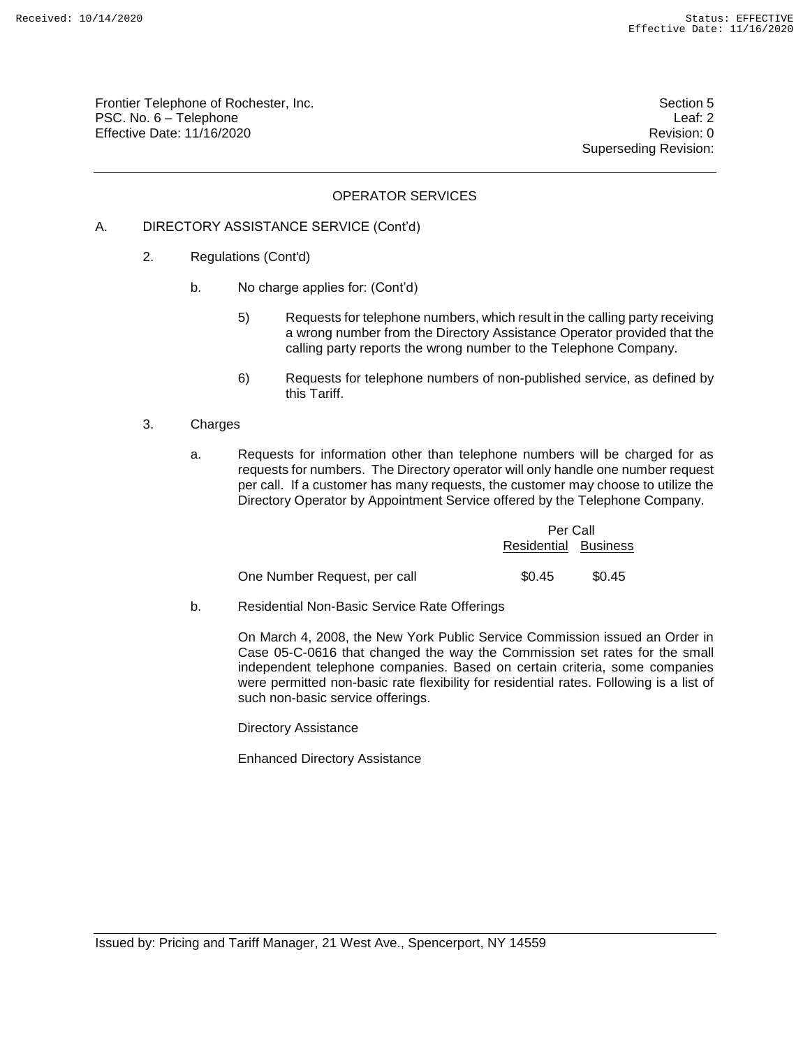Frontier Telephone of Rochester, Inc.
PSC. No. 6 – Telephone
Effective Date: 11/16/2020

Section 5
Leaf: 2
Revision: 0
Superseding Revision:

## OPERATOR SERVICES

A. DIRECTORY ASSISTANCE SERVICE (Cont'd)

2. Regulations (Cont'd)

b. No charge applies for: (Cont'd)

5) Requests for telephone numbers, which result in the calling party receiving a wrong number from the Directory Assistance Operator provided that the calling party reports the wrong number to the Telephone Company.

6) Requests for telephone numbers of non-published service, as defined by this Tariff.

3. Charges

a. Requests for information other than telephone numbers will be charged for as requests for numbers. The Directory operator will only handle one number request per call. If a customer has many requests, the customer may choose to utilize the Directory Operator by Appointment Service offered by the Telephone Company.

| | Per Call | |
|---|---|---|
| | Residential | Business |
| One Number Request, per call | $0.45 | $0.45 |

b. Residential Non-Basic Service Rate Offerings

On March 4, 2008, the New York Public Service Commission issued an Order in Case 05-C-0616 that changed the way the Commission set rates for the small independent telephone companies. Based on certain criteria, some companies were permitted non-basic rate flexibility for residential rates. Following is a list of such non-basic service offerings.

Directory Assistance

Enhanced Directory Assistance

Issued by: Pricing and Tariff Manager, 21 West Ave., Spencerport, NY 14559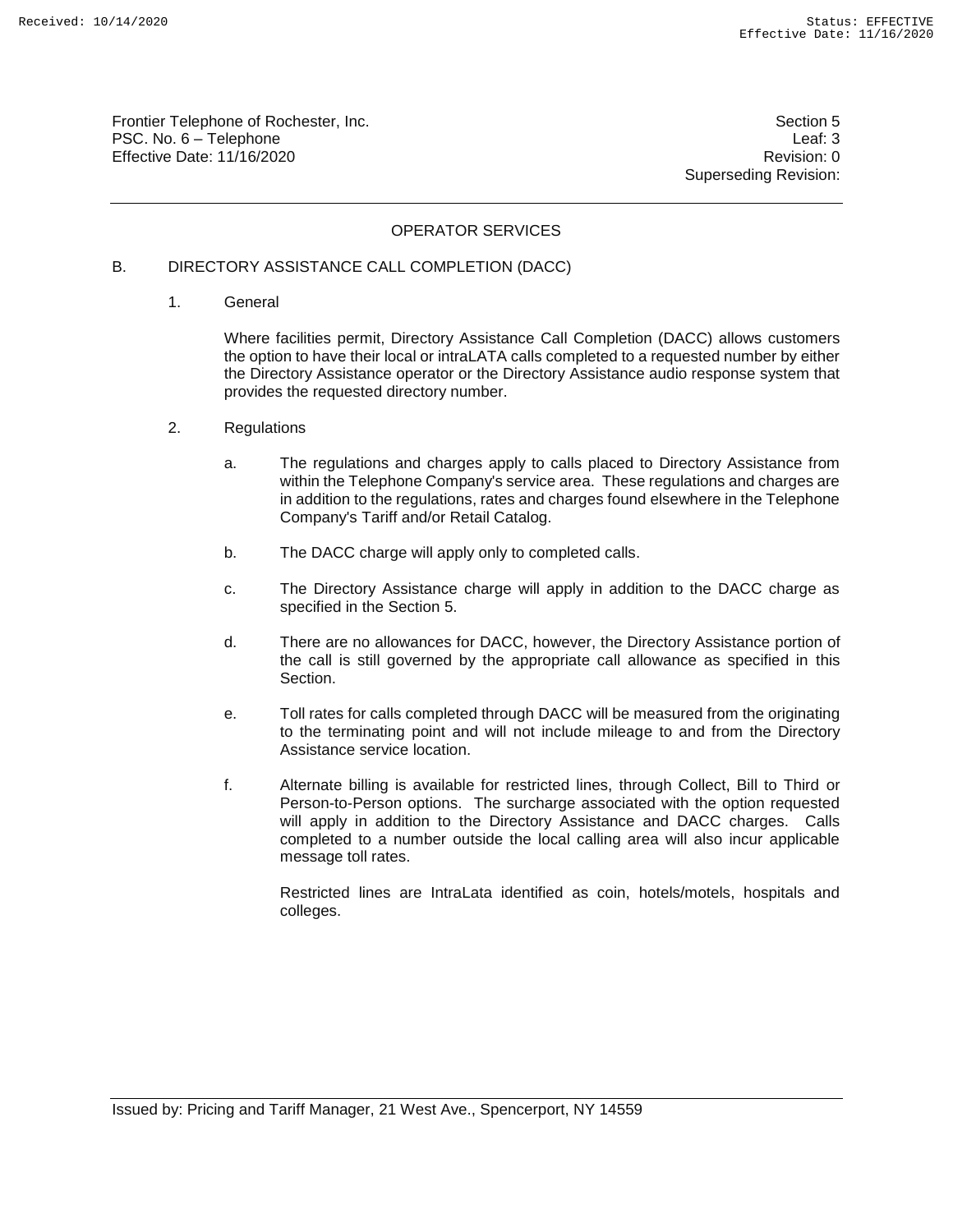Frontier Telephone of Rochester, Inc.
PSC. No. 6 – Telephone
Effective Date: 11/16/2020

Section 5
Leaf: 3
Revision: 0
Superseding Revision:

## OPERATOR SERVICES

### B. DIRECTORY ASSISTANCE CALL COMPLETION (DACC)

1. General

   Where facilities permit, Directory Assistance Call Completion (DACC) allows customers the option to have their local or intraLATA calls completed to a requested number by either the Directory Assistance operator or the Directory Assistance audio response system that provides the requested directory number.

2. Regulations

   a. The regulations and charges apply to calls placed to Directory Assistance from within the Telephone Company's service area. These regulations and charges are in addition to the regulations, rates and charges found elsewhere in the Telephone Company's Tariff and/or Retail Catalog.

   b. The DACC charge will apply only to completed calls.

   c. The Directory Assistance charge will apply in addition to the DACC charge as specified in the Section 5.

   d. There are no allowances for DACC, however, the Directory Assistance portion of the call is still governed by the appropriate call allowance as specified in this Section.

   e. Toll rates for calls completed through DACC will be measured from the originating to the terminating point and will not include mileage to and from the Directory Assistance service location.

   f. Alternate billing is available for restricted lines, through Collect, Bill to Third or Person-to-Person options. The surcharge associated with the option requested will apply in addition to the Directory Assistance and DACC charges. Calls completed to a number outside the local calling area will also incur applicable message toll rates.

      Restricted lines are IntraLata identified as coin, hotels/motels, hospitals and colleges.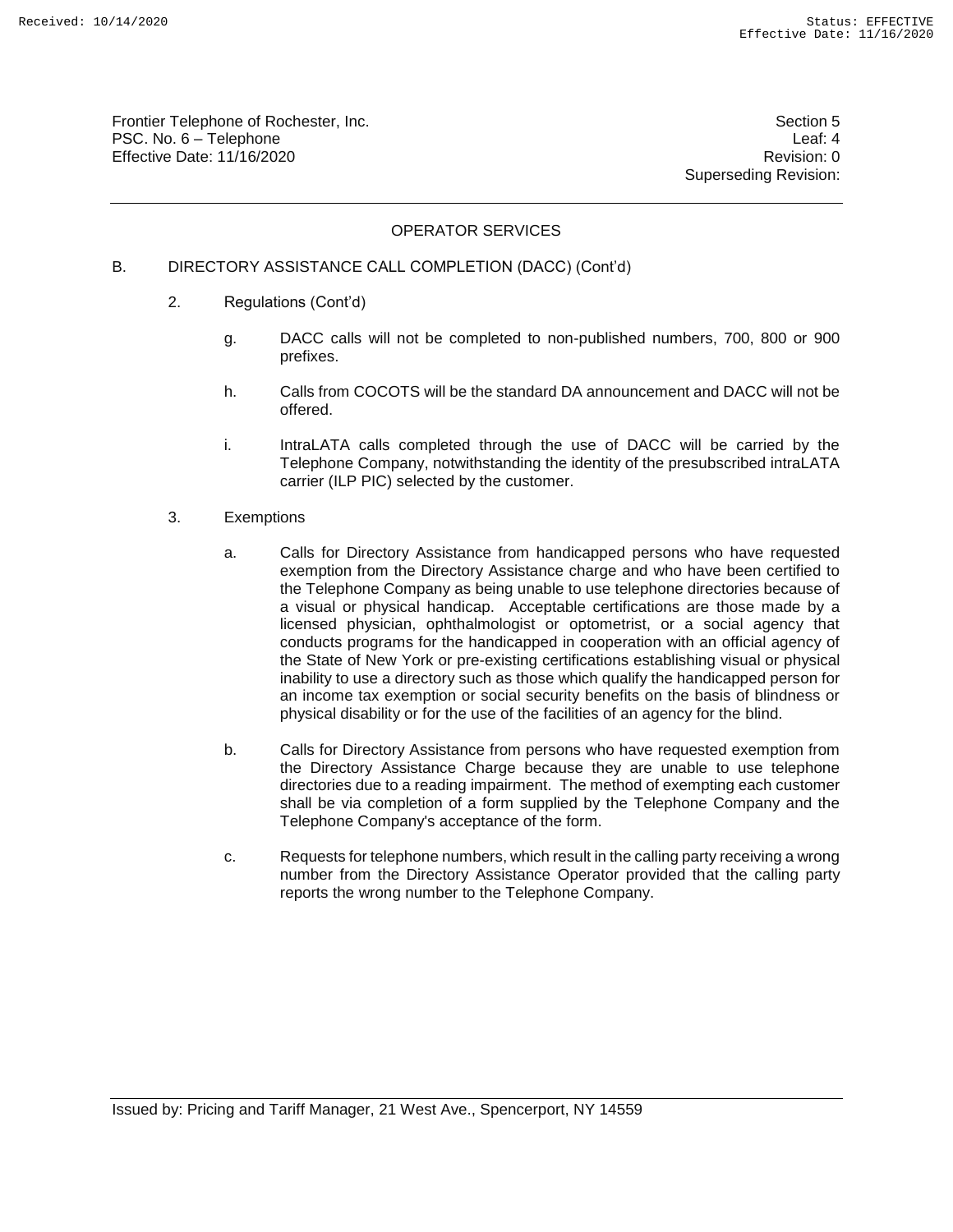Frontier Telephone of Rochester, Inc.
PSC. No. 6 – Telephone
Effective Date: 11/16/2020

Section 5
Leaf: 4
Revision: 0
Superseding Revision:

## OPERATOR SERVICES

B. DIRECTORY ASSISTANCE CALL COMPLETION (DACC) (Cont'd)

2. Regulations (Cont'd)

   g. DACC calls will not be completed to non-published numbers, 700, 800 or 900 prefixes.

   h. Calls from COCOTS will be the standard DA announcement and DACC will not be offered.

   i. IntraLATA calls completed through the use of DACC will be carried by the Telephone Company, notwithstanding the identity of the presubscribed intraLATA carrier (ILP PIC) selected by the customer.

3. Exemptions

   a. Calls for Directory Assistance from handicapped persons who have requested exemption from the Directory Assistance charge and who have been certified to the Telephone Company as being unable to use telephone directories because of a visual or physical handicap. Acceptable certifications are those made by a licensed physician, ophthalmologist or optometrist, or a social agency that conducts programs for the handicapped in cooperation with an official agency of the State of New York or pre-existing certifications establishing visual or physical inability to use a directory such as those which qualify the handicapped person for an income tax exemption or social security benefits on the basis of blindness or physical disability or for the use of the facilities of an agency for the blind.

   b. Calls for Directory Assistance from persons who have requested exemption from the Directory Assistance Charge because they are unable to use telephone directories due to a reading impairment. The method of exempting each customer shall be via completion of a form supplied by the Telephone Company and the Telephone Company's acceptance of the form.

   c. Requests for telephone numbers, which result in the calling party receiving a wrong number from the Directory Assistance Operator provided that the calling party reports the wrong number to the Telephone Company.

Issued by: Pricing and Tariff Manager, 21 West Ave., Spencerport, NY 14559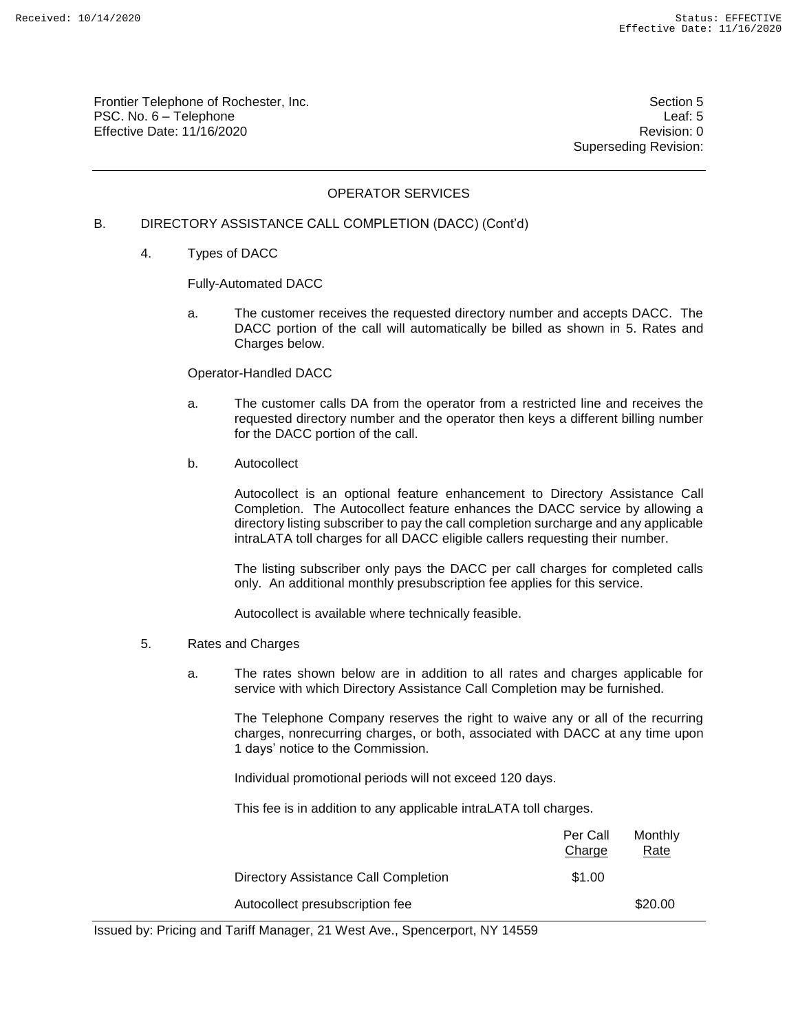Frontier Telephone of Rochester, Inc.
PSC. No. 6 – Telephone
Effective Date: 11/16/2020

Section 5
Leaf: 5
Revision: 0
Superseding Revision:

## OPERATOR SERVICES

B. DIRECTORY ASSISTANCE CALL COMPLETION (DACC) (Cont'd)

4. Types of DACC

Fully-Automated DACC

a. The customer receives the requested directory number and accepts DACC. The DACC portion of the call will automatically be billed as shown in 5. Rates and Charges below.

Operator-Handled DACC

a. The customer calls DA from the operator from a restricted line and receives the requested directory number and the operator then keys a different billing number for the DACC portion of the call.

b. Autocollect

Autocollect is an optional feature enhancement to Directory Assistance Call Completion. The Autocollect feature enhances the DACC service by allowing a directory listing subscriber to pay the call completion surcharge and any applicable intraLATA toll charges for all DACC eligible callers requesting their number.

The listing subscriber only pays the DACC per call charges for completed calls only. An additional monthly presubscription fee applies for this service.

Autocollect is available where technically feasible.

5. Rates and Charges

a. The rates shown below are in addition to all rates and charges applicable for service with which Directory Assistance Call Completion may be furnished.

The Telephone Company reserves the right to waive any or all of the recurring charges, nonrecurring charges, or both, associated with DACC at any time upon 1 days' notice to the Commission.

Individual promotional periods will not exceed 120 days.

This fee is in addition to any applicable intraLATA toll charges.

| | Per Call Charge | Monthly Rate |
|---|---|---|
| Directory Assistance Call Completion | $1.00 | |
| Autocollect presubscription fee | | $20.00 |

Issued by: Pricing and Tariff Manager, 21 West Ave., Spencerport, NY 14559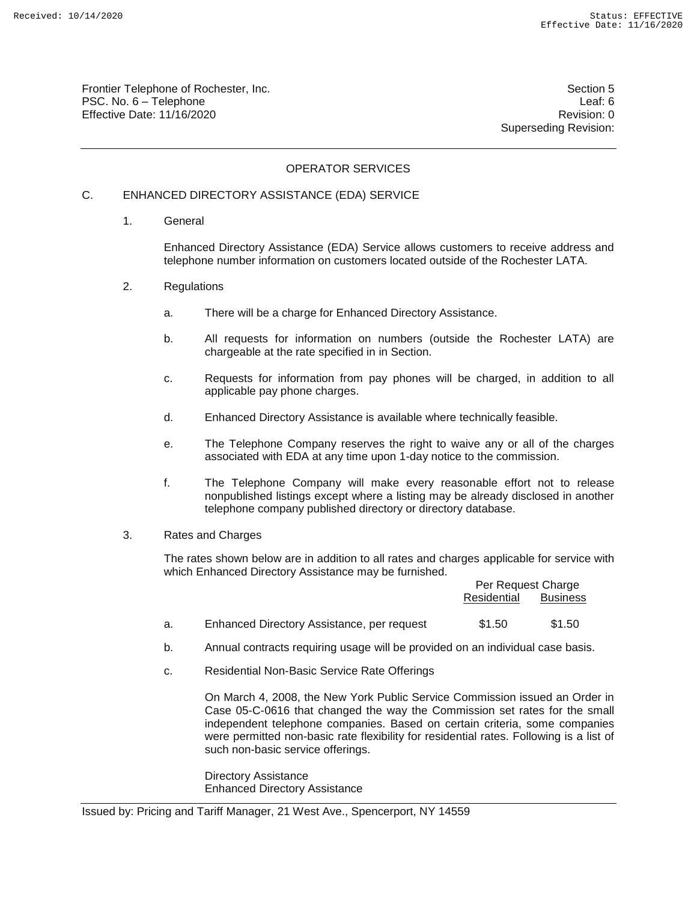Frontier Telephone of Rochester, Inc.
PSC. No. 6 – Telephone
Effective Date: 11/16/2020

Section 5
Leaf: 6
Revision: 0
Superseding Revision:

## OPERATOR SERVICES

### C. ENHANCED DIRECTORY ASSISTANCE (EDA) SERVICE

1. General

   Enhanced Directory Assistance (EDA) Service allows customers to receive address and telephone number information on customers located outside of the Rochester LATA.

2. Regulations

   a. There will be a charge for Enhanced Directory Assistance.

   b. All requests for information on numbers (outside the Rochester LATA) are chargeable at the rate specified in in Section.

   c. Requests for information from pay phones will be charged, in addition to all applicable pay phone charges.

   d. Enhanced Directory Assistance is available where technically feasible.

   e. The Telephone Company reserves the right to waive any or all of the charges associated with EDA at any time upon 1-day notice to the commission.

   f. The Telephone Company will make every reasonable effort not to release nonpublished listings except where a listing may be already disclosed in another telephone company published directory or directory database.

3. Rates and Charges

   The rates shown below are in addition to all rates and charges applicable for service with which Enhanced Directory Assistance may be furnished.

| | | Per Request Charge | |
|---|---|---|---|
| | | Residential | Business |
| a. | Enhanced Directory Assistance, per request | $1.50 | $1.50 |

   b. Annual contracts requiring usage will be provided on an individual case basis.

   c. Residential Non-Basic Service Rate Offerings

      On March 4, 2008, the New York Public Service Commission issued an Order in Case 05-C-0616 that changed the way the Commission set rates for the small independent telephone companies. Based on certain criteria, some companies were permitted non-basic rate flexibility for residential rates. Following is a list of such non-basic service offerings.

      Directory Assistance
      Enhanced Directory Assistance

Issued by: Pricing and Tariff Manager, 21 West Ave., Spencerport, NY 14559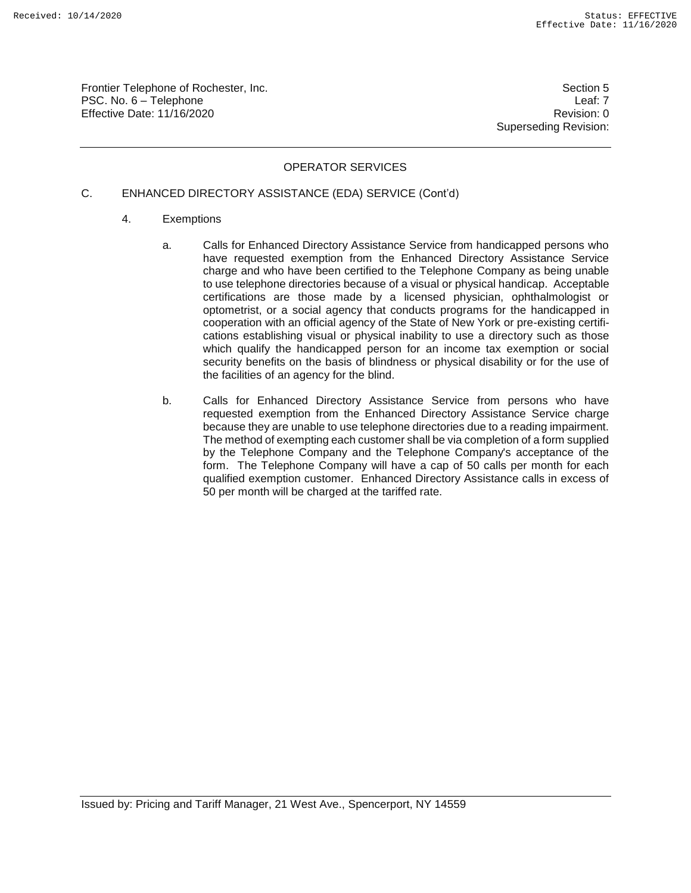Frontier Telephone of Rochester, Inc.
PSC. No. 6 – Telephone
Effective Date: 11/16/2020

Section 5
Leaf: 7
Revision: 0
Superseding Revision:

## OPERATOR SERVICES

C. ENHANCED DIRECTORY ASSISTANCE (EDA) SERVICE (Cont'd)

4. Exemptions

a. Calls for Enhanced Directory Assistance Service from handicapped persons who have requested exemption from the Enhanced Directory Assistance Service charge and who have been certified to the Telephone Company as being unable to use telephone directories because of a visual or physical handicap. Acceptable certifications are those made by a licensed physician, ophthalmologist or optometrist, or a social agency that conducts programs for the handicapped in cooperation with an official agency of the State of New York or pre-existing certifications establishing visual or physical inability to use a directory such as those which qualify the handicapped person for an income tax exemption or social security benefits on the basis of blindness or physical disability or for the use of the facilities of an agency for the blind.

b. Calls for Enhanced Directory Assistance Service from persons who have requested exemption from the Enhanced Directory Assistance Service charge because they are unable to use telephone directories due to a reading impairment. The method of exempting each customer shall be via completion of a form supplied by the Telephone Company and the Telephone Company's acceptance of the form. The Telephone Company will have a cap of 50 calls per month for each qualified exemption customer. Enhanced Directory Assistance calls in excess of 50 per month will be charged at the tariffed rate.

Issued by: Pricing and Tariff Manager, 21 West Ave., Spencerport, NY 14559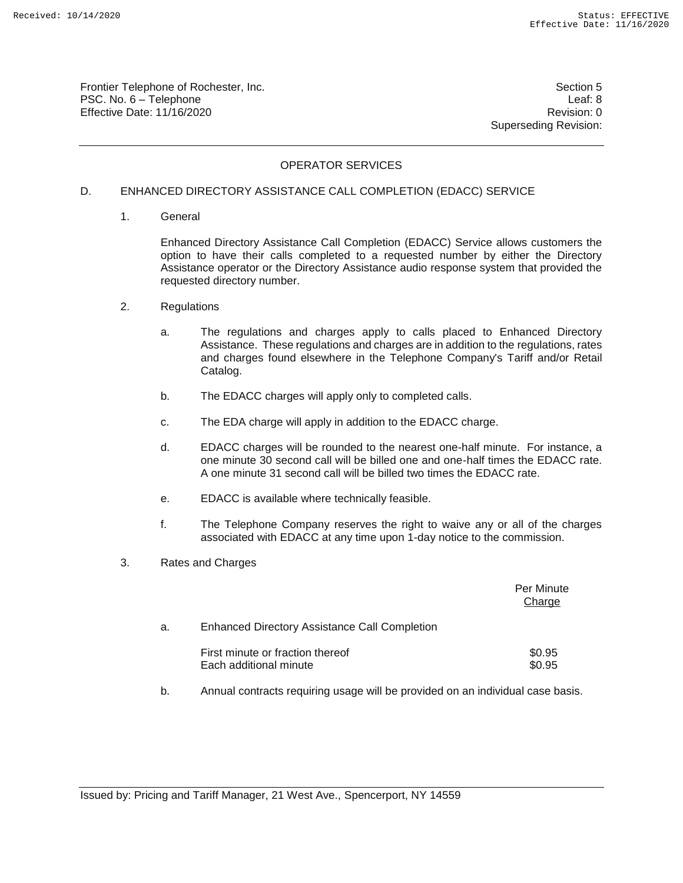# OPERATOR SERVICES

## D. ENHANCED DIRECTORY ASSISTANCE CALL COMPLETION (EDACC) SERVICE

### 1. General

Enhanced Directory Assistance Call Completion (EDACC) Service allows customers the option to have their calls completed to a requested number by either the Directory Assistance operator or the Directory Assistance audio response system that provided the requested directory number.

### 2. Regulations

a. The regulations and charges apply to calls placed to Enhanced Directory Assistance. These regulations and charges are in addition to the regulations, rates and charges found elsewhere in the Telephone Company's Tariff and/or Retail Catalog.

b. The EDACC charges will apply only to completed calls.

c. The EDA charge will apply in addition to the EDACC charge.

d. EDACC charges will be rounded to the nearest one-half minute. For instance, a one minute 30 second call will be billed one and one-half times the EDACC rate. A one minute 31 second call will be billed two times the EDACC rate.

e. EDACC is available where technically feasible.

f. The Telephone Company reserves the right to waive any or all of the charges associated with EDACC at any time upon 1-day notice to the commission.

### 3. Rates and Charges

| | Per Minute Charge |
|---|---|
| a. Enhanced Directory Assistance Call Completion | |
| First minute or fraction thereof | $0.95 |
| Each additional minute | $0.95 |

b. Annual contracts requiring usage will be provided on an individual case basis.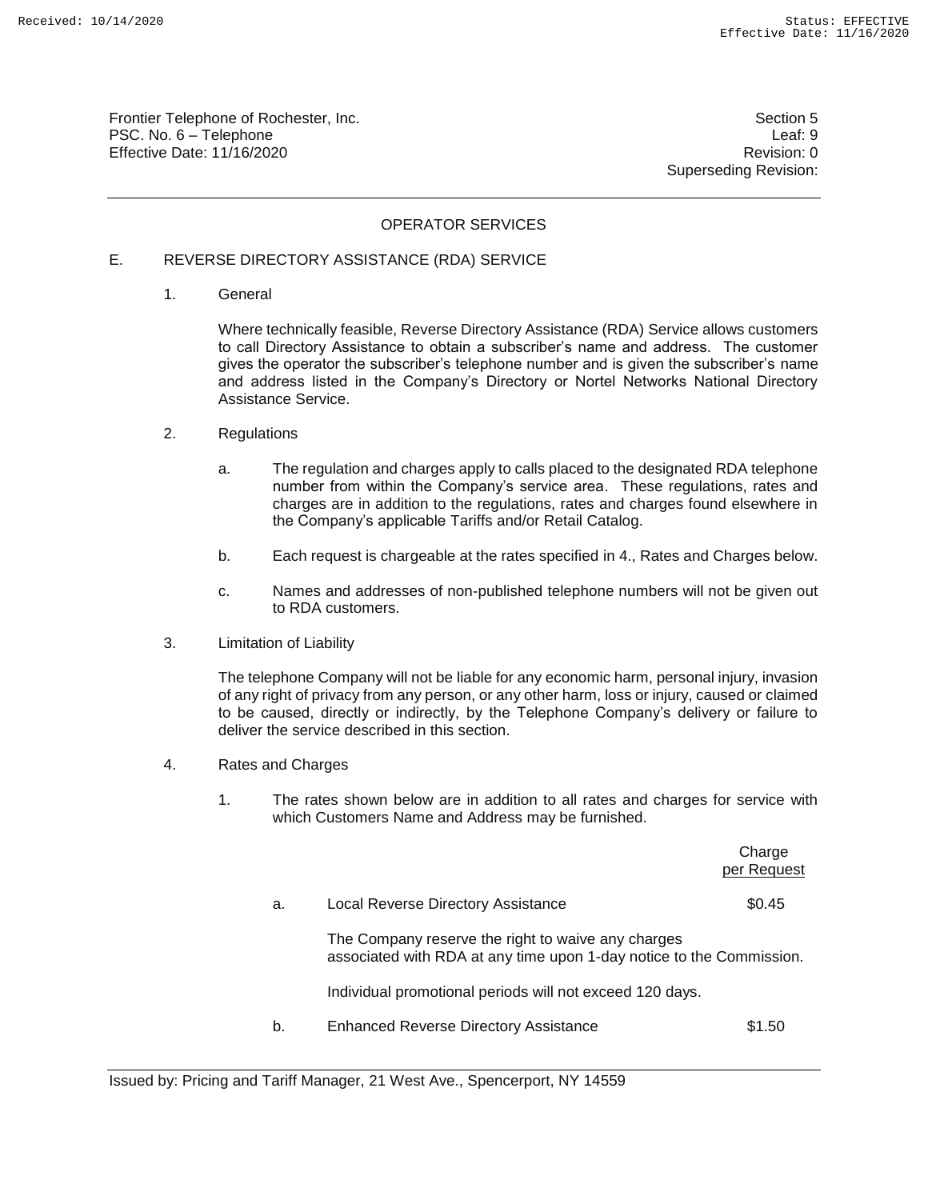Frontier Telephone of Rochester, Inc.
PSC. No. 6 – Telephone
Effective Date: 11/16/2020

Section 5
Leaf: 9
Revision: 0
Superseding Revision:

## OPERATOR SERVICES

### E. REVERSE DIRECTORY ASSISTANCE (RDA) SERVICE

1. General

   Where technically feasible, Reverse Directory Assistance (RDA) Service allows customers to call Directory Assistance to obtain a subscriber's name and address. The customer gives the operator the subscriber's telephone number and is given the subscriber's name and address listed in the Company's Directory or Nortel Networks National Directory Assistance Service.

2. Regulations

   a. The regulation and charges apply to calls placed to the designated RDA telephone number from within the Company's service area. These regulations, rates and charges are in addition to the regulations, rates and charges found elsewhere in the Company's applicable Tariffs and/or Retail Catalog.

   b. Each request is chargeable at the rates specified in 4., Rates and Charges below.

   c. Names and addresses of non-published telephone numbers will not be given out to RDA customers.

3. Limitation of Liability

   The telephone Company will not be liable for any economic harm, personal injury, invasion of any right of privacy from any person, or any other harm, loss or injury, caused or claimed to be caused, directly or indirectly, by the Telephone Company's delivery or failure to deliver the service described in this section.

4. Rates and Charges

   1. The rates shown below are in addition to all rates and charges for service with which Customers Name and Address may be furnished.

| | | Charge per Request |
|---|---|---|
| a. | Local Reverse Directory Assistance | $0.45 |
| | The Company reserve the right to waive any charges associated with RDA at any time upon 1-day notice to the Commission. | |
| | Individual promotional periods will not exceed 120 days. | |
| b. | Enhanced Reverse Directory Assistance | $1.50 |

Issued by: Pricing and Tariff Manager, 21 West Ave., Spencerport, NY 14559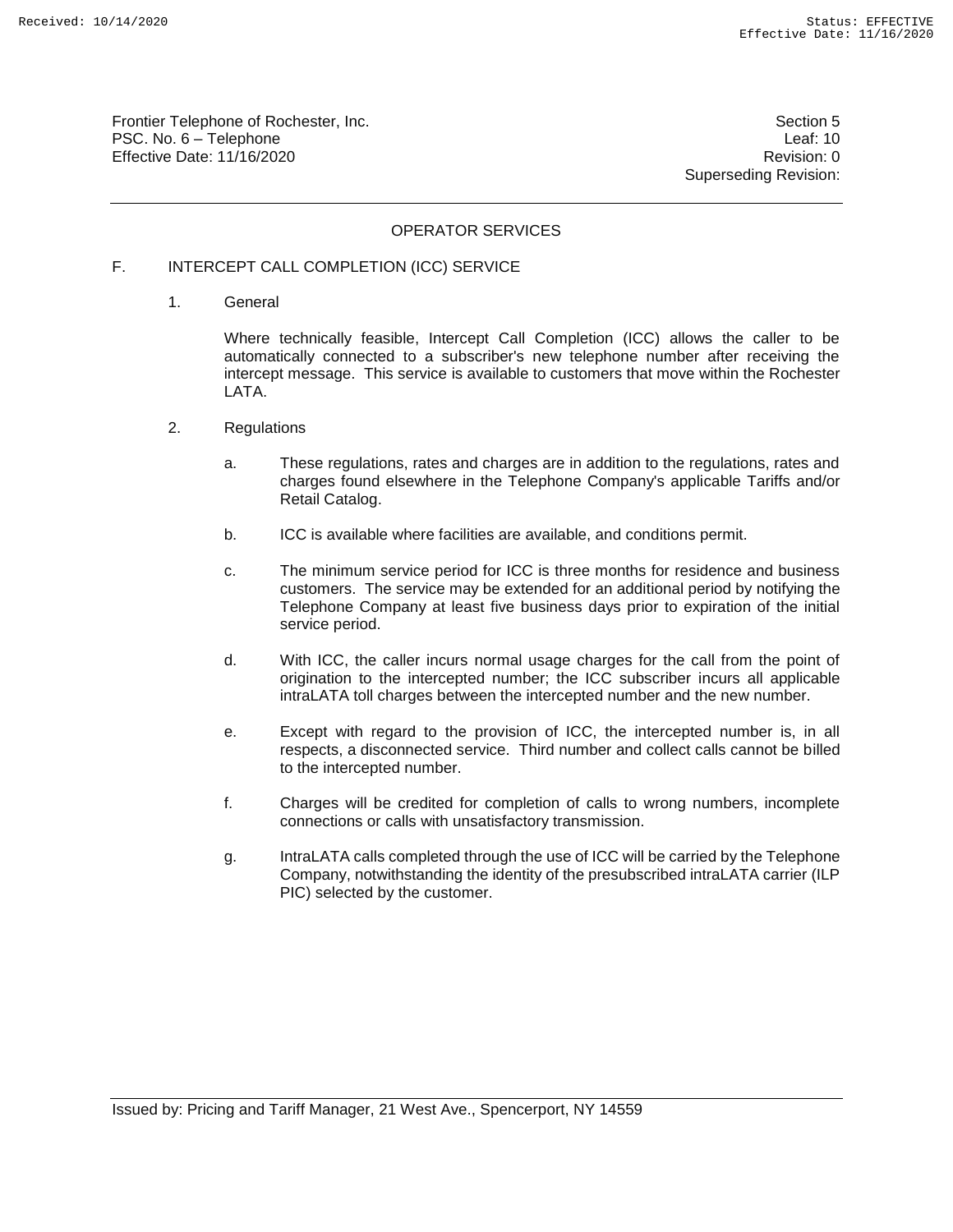## OPERATOR SERVICES

### F. INTERCEPT CALL COMPLETION (ICC) SERVICE

1. General

   Where technically feasible, Intercept Call Completion (ICC) allows the caller to be automatically connected to a subscriber's new telephone number after receiving the intercept message. This service is available to customers that move within the Rochester LATA.

2. Regulations

   a. These regulations, rates and charges are in addition to the regulations, rates and charges found elsewhere in the Telephone Company's applicable Tariffs and/or Retail Catalog.

   b. ICC is available where facilities are available, and conditions permit.

   c. The minimum service period for ICC is three months for residence and business customers. The service may be extended for an additional period by notifying the Telephone Company at least five business days prior to expiration of the initial service period.

   d. With ICC, the caller incurs normal usage charges for the call from the point of origination to the intercepted number; the ICC subscriber incurs all applicable intraLATA toll charges between the intercepted number and the new number.

   e. Except with regard to the provision of ICC, the intercepted number is, in all respects, a disconnected service. Third number and collect calls cannot be billed to the intercepted number.

   f. Charges will be credited for completion of calls to wrong numbers, incomplete connections or calls with unsatisfactory transmission.

   g. IntraLATA calls completed through the use of ICC will be carried by the Telephone Company, notwithstanding the identity of the presubscribed intraLATA carrier (ILP PIC) selected by the customer.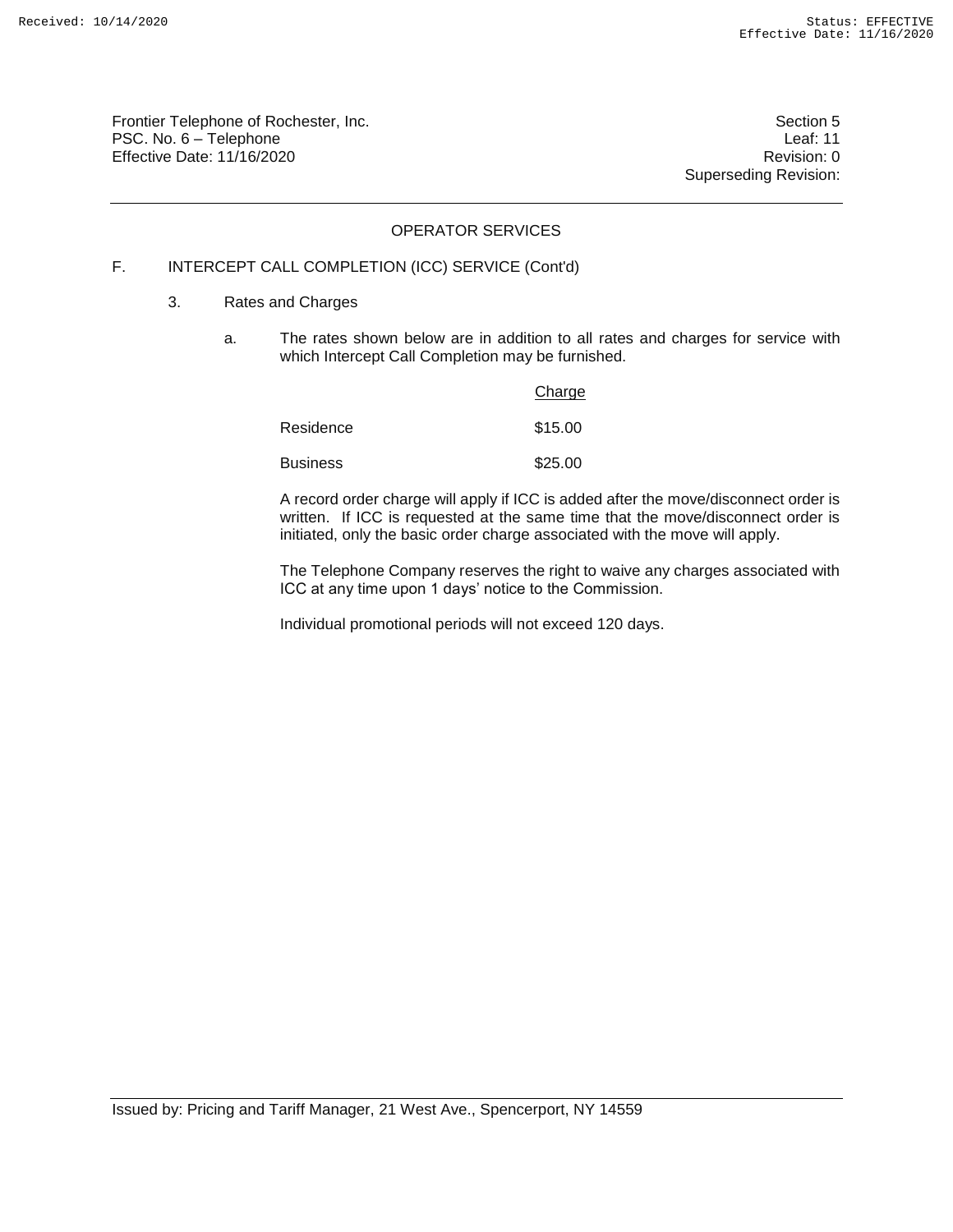## OPERATOR SERVICES

F. INTERCEPT CALL COMPLETION (ICC) SERVICE (Cont'd)

3. Rates and Charges

a. The rates shown below are in addition to all rates and charges for service with which Intercept Call Completion may be furnished.

| | Charge |
|---|---|
| Residence | $15.00 |
| Business | $25.00 |

A record order charge will apply if ICC is added after the move/disconnect order is written. If ICC is requested at the same time that the move/disconnect order is initiated, only the basic order charge associated with the move will apply.

The Telephone Company reserves the right to waive any charges associated with ICC at any time upon 1 days' notice to the Commission.

Individual promotional periods will not exceed 120 days.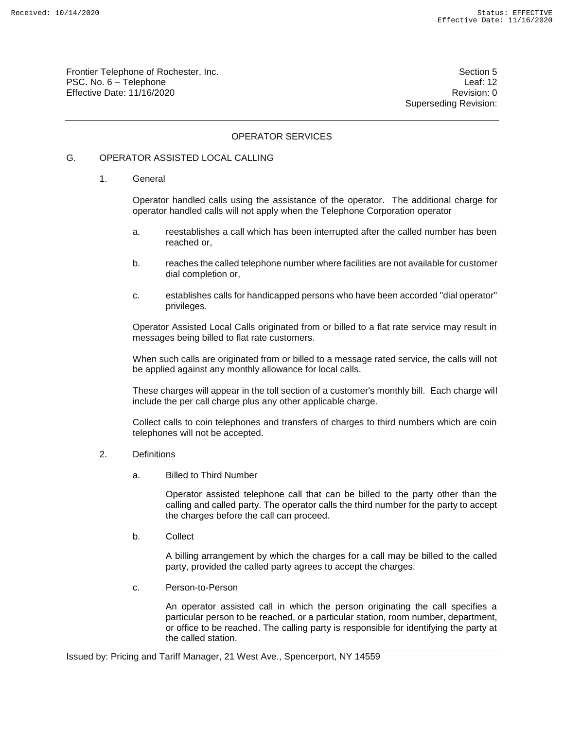## OPERATOR SERVICES

### G. OPERATOR ASSISTED LOCAL CALLING

1. General

   Operator handled calls using the assistance of the operator. The additional charge for operator handled calls will not apply when the Telephone Corporation operator

   a. reestablishes a call which has been interrupted after the called number has been reached or,

   b. reaches the called telephone number where facilities are not available for customer dial completion or,

   c. establishes calls for handicapped persons who have been accorded "dial operator" privileges.

   Operator Assisted Local Calls originated from or billed to a flat rate service may result in messages being billed to flat rate customers.

   When such calls are originated from or billed to a message rated service, the calls will not be applied against any monthly allowance for local calls.

   These charges will appear in the toll section of a customer's monthly bill. Each charge will include the per call charge plus any other applicable charge.

   Collect calls to coin telephones and transfers of charges to third numbers which are coin telephones will not be accepted.

2. Definitions

   a. Billed to Third Number

      Operator assisted telephone call that can be billed to the party other than the calling and called party. The operator calls the third number for the party to accept the charges before the call can proceed.

   b. Collect

      A billing arrangement by which the charges for a call may be billed to the called party, provided the called party agrees to accept the charges.

   c. Person-to-Person

      An operator assisted call in which the person originating the call specifies a particular person to be reached, or a particular station, room number, department, or office to be reached. The calling party is responsible for identifying the party at the called station.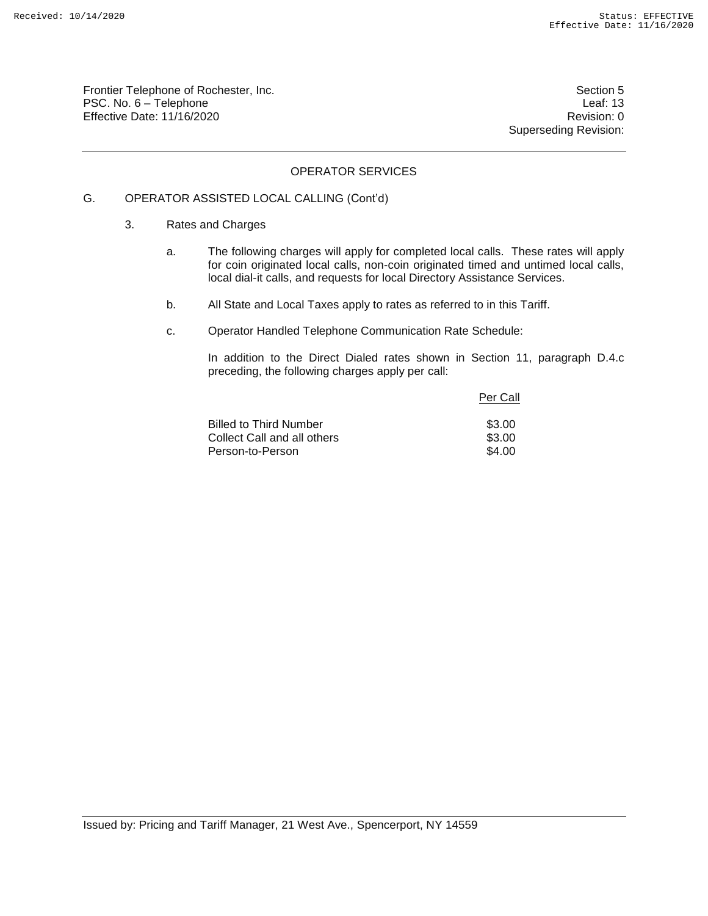Frontier Telephone of Rochester, Inc.
PSC. No. 6 – Telephone
Effective Date: 11/16/2020

Section 5
Leaf: 13
Revision: 0
Superseding Revision:

## OPERATOR SERVICES

G. OPERATOR ASSISTED LOCAL CALLING (Cont'd)

3. Rates and Charges

a. The following charges will apply for completed local calls. These rates will apply for coin originated local calls, non-coin originated timed and untimed local calls, local dial-it calls, and requests for local Directory Assistance Services.

b. All State and Local Taxes apply to rates as referred to in this Tariff.

c. Operator Handled Telephone Communication Rate Schedule:

In addition to the Direct Dialed rates shown in Section 11, paragraph D.4.c preceding, the following charges apply per call:

| | Per Call |
|---|---|
| Billed to Third Number | \$3.00 |
| Collect Call and all others | \$3.00 |
| Person-to-Person | \$4.00 |

Issued by: Pricing and Tariff Manager, 21 West Ave., Spencerport, NY 14559